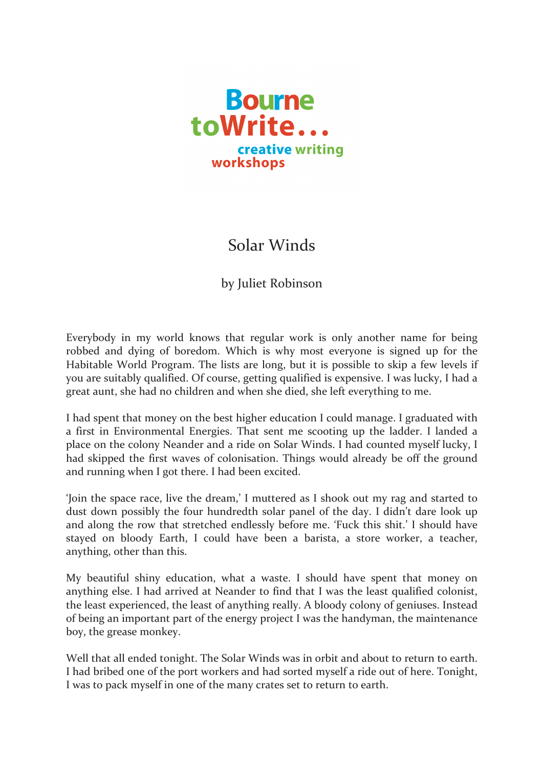Bourne toWrite... creative writing workshops

# Solar Winds

by Juliet Robinson

Everybody in my world knows that regular work is only another name for being robbed and dying of boredom. Which is why most everyone is signed up for the Habitable World Program. The lists are long, but it is possible to skip a few levels if you are suitably qualified. Of course, getting qualified is expensive. I was lucky, I had a great aunt, she had no children and when she died, she left everything to me.

I had spent that money on the best higher education I could manage. I graduated with a first in Environmental Energies. That sent me scooting up the ladder. I landed a place on the colony Neander and a ride on Solar Winds. I had counted myself lucky, I had skipped the first waves of colonisation. Things would already be off the ground and running when I got there. I had been excited.

'Join the space race, live the dream,' I muttered as I shook out my rag and started to dust down possibly the four hundredth solar panel of the day. I didn't dare look up and along the row that stretched endlessly before me. 'Fuck this shit.' I should have stayed on bloody Earth, I could have been a barista, a store worker, a teacher, anything, other than this.

My beautiful shiny education, what a waste. I should have spent that money on anything else. I had arrived at Neander to find that I was the least qualified colonist, the least experienced, the least of anything really. A bloody colony of geniuses. Instead of being an important part of the energy project I was the handyman, the maintenance boy, the grease monkey.

Well that all ended tonight. The Solar Winds was in orbit and about to return to earth. I had bribed one of the port workers and had sorted myself a ride out of here. Tonight, I was to pack myself in one of the many crates set to return to earth.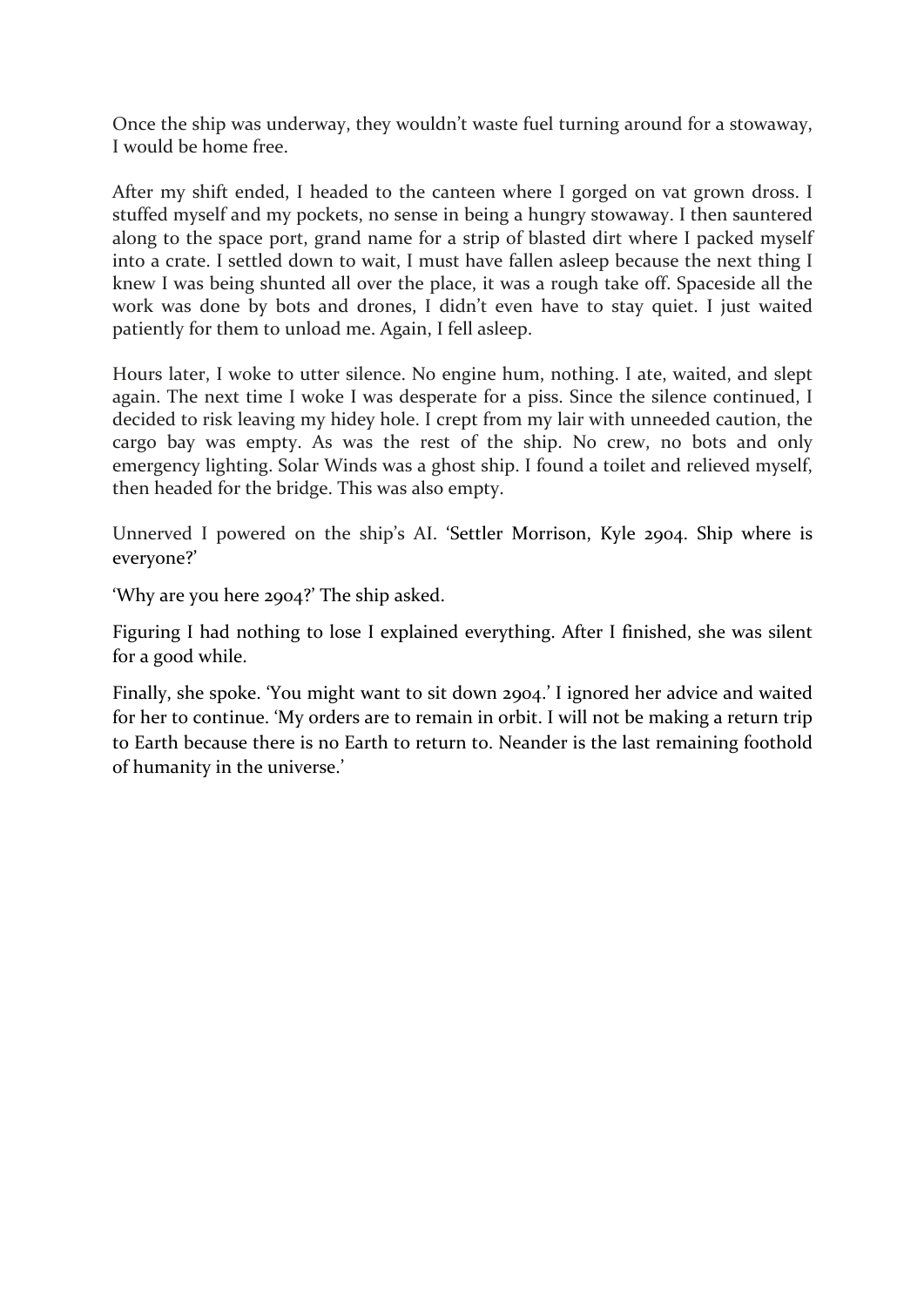Once the ship was underway, they wouldn't waste fuel turning around for a stowaway, I would be home free.

After my shift ended, I headed to the canteen where I gorged on vat grown dross. I stuffed myself and my pockets, no sense in being a hungry stowaway. I then sauntered along to the space port, grand name for a strip of blasted dirt where I packed myself into a crate. I settled down to wait, I must have fallen asleep because the next thing I knew I was being shunted all over the place, it was a rough take off. Spaceside all the work was done by bots and drones, I didn't even have to stay quiet. I just waited patiently for them to unload me. Again, I fell asleep.

Hours later, I woke to utter silence. No engine hum, nothing. I ate, waited, and slept again. The next time I woke I was desperate for a piss. Since the silence continued, I decided to risk leaving my hidey hole. I crept from my lair with unneeded caution, the cargo bay was empty. As was the rest of the ship. No crew, no bots and only emergency lighting. Solar Winds was a ghost ship. I found a toilet and relieved myself, then headed for the bridge. This was also empty.

Unnerved I powered on the ship's AI. 'Settler Morrison, Kyle 2904. Ship where is everyone?'

'Why are you here 2904?' The ship asked.

Figuring I had nothing to lose I explained everything. After I finished, she was silent for a good while.

Finally, she spoke. 'You might want to sit down 2904.' I ignored her advice and waited for her to continue. 'My orders are to remain in orbit. I will not be making a return trip to Earth because there is no Earth to return to. Neander is the last remaining foothold of humanity in the universe.'